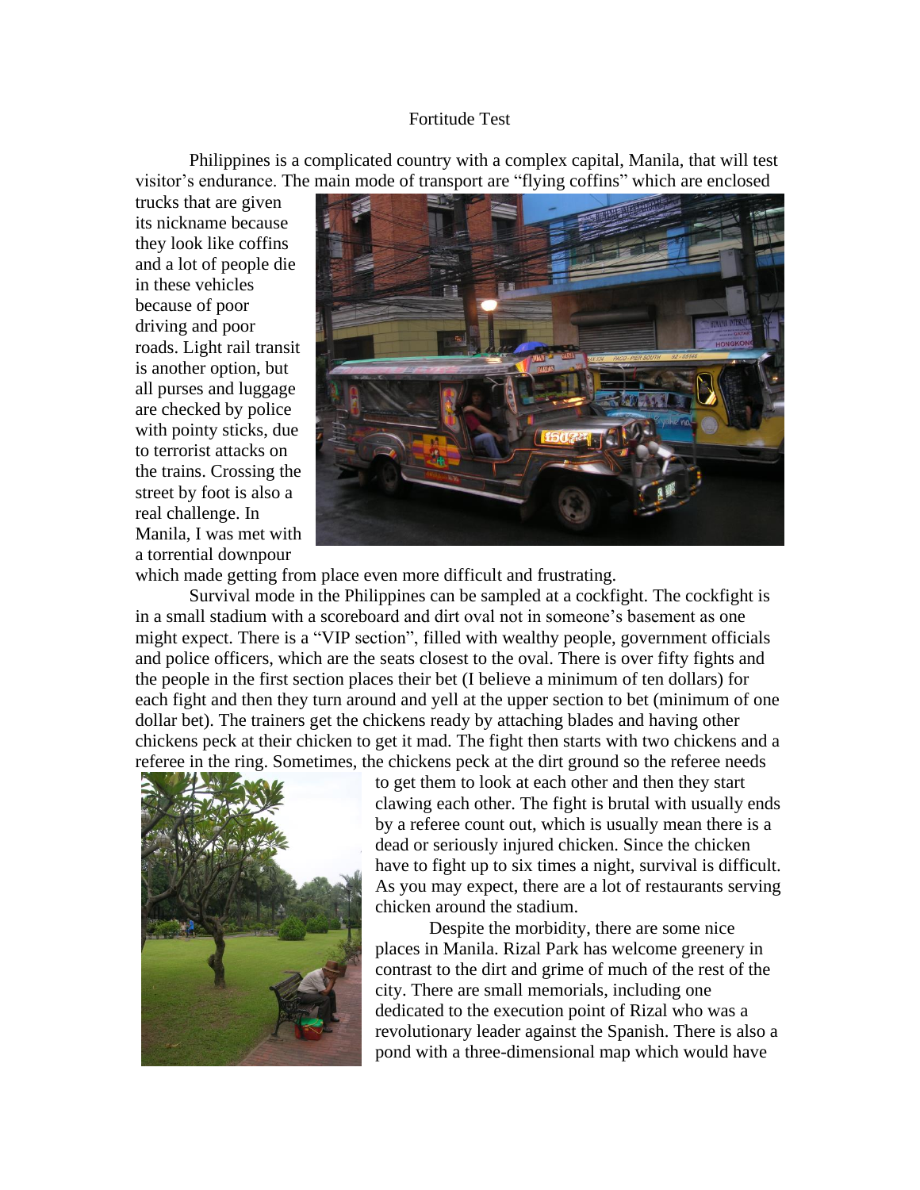Fortitude Test

Philippines is a complicated country with a complex capital, Manila, that will test visitor's endurance. The main mode of transport are "flying coffins" which are enclosed trucks that are given its nickname because they look like coffins and a lot of people die in these vehicles because of poor driving and poor roads. Light rail transit is another option, but all purses and luggage are checked by police with pointy sticks, due to terrorist attacks on the trains. Crossing the street by foot is also a real challenge. In Manila, I was met with a torrential downpour which made getting from place even more difficult and frustrating.

Survival mode in the Philippines can be sampled at a cockfight. The cockfight is in a small stadium with a scoreboard and dirt oval not in someone's basement as one might expect. There is a "VIP section", filled with wealthy people, government officials and police officers, which are the seats closest to the oval. There is over fifty fights and the people in the first section places their bet (I believe a minimum of ten dollars) for each fight and then they turn around and yell at the upper section to bet (minimum of one dollar bet). The trainers get the chickens ready by attaching blades and having other chickens peck at their chicken to get it mad. The fight then starts with two chickens and a referee in the ring. Sometimes, the chickens peck at the dirt ground so the referee needs to get them to look at each other and then they start clawing each other. The fight is brutal with usually ends by a referee count out, which is usually mean there is a dead or seriously injured chicken. Since the chicken have to fight up to six times a night, survival is difficult. As you may expect, there are a lot of restaurants serving chicken around the stadium.

Despite the morbidity, there are some nice places in Manila. Rizal Park has welcome greenery in contrast to the dirt and grime of much of the rest of the city. There are small memorials, including one dedicated to the execution point of Rizal who was a revolutionary leader against the Spanish. There is also a pond with a three-dimensional map which would have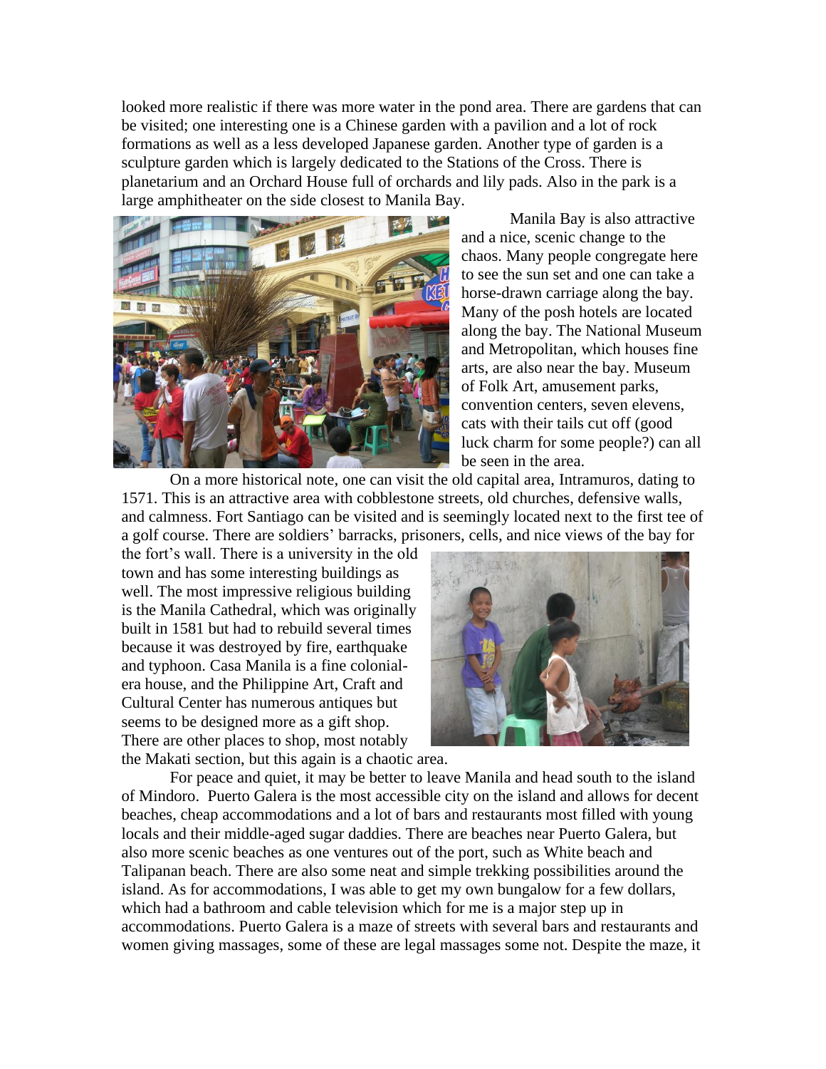looked more realistic if there was more water in the pond area. There are gardens that can be visited; one interesting one is a Chinese garden with a pavilion and a lot of rock formations as well as a less developed Japanese garden. Another type of garden is a sculpture garden which is largely dedicated to the Stations of the Cross. There is planetarium and an Orchard House full of orchards and lily pads. Also in the park is a large amphitheater on the side closest to Manila Bay.

Manila Bay is also attractive and a nice, scenic change to the chaos. Many people congregate here to see the sun set and one can take a horse-drawn carriage along the bay. Many of the posh hotels are located along the bay. The National Museum and Metropolitan, which houses fine arts, are also near the bay. Museum of Folk Art, amusement parks, convention centers, seven elevens, cats with their tails cut off (good luck charm for some people?) can all be seen in the area.

On a more historical note, one can visit the old capital area, Intramuros, dating to 1571. This is an attractive area with cobblestone streets, old churches, defensive walls, and calmness. Fort Santiago can be visited and is seemingly located next to the first tee of a golf course. There are soldiers' barracks, prisoners, cells, and nice views of the bay for the fort's wall. There is a university in the old town and has some interesting buildings as well. The most impressive religious building is the Manila Cathedral, which was originally built in 1581 but had to rebuild several times because it was destroyed by fire, earthquake and typhoon. Casa Manila is a fine colonial-era house, and the Philippine Art, Craft and Cultural Center has numerous antiques but seems to be designed more as a gift shop. There are other places to shop, most notably the Makati section, but this again is a chaotic area.

For peace and quiet, it may be better to leave Manila and head south to the island of Mindoro. Puerto Galera is the most accessible city on the island and allows for decent beaches, cheap accommodations and a lot of bars and restaurants most filled with young locals and their middle-aged sugar daddies. There are beaches near Puerto Galera, but also more scenic beaches as one ventures out of the port, such as White beach and Talipanan beach. There are also some neat and simple trekking possibilities around the island. As for accommodations, I was able to get my own bungalow for a few dollars, which had a bathroom and cable television which for me is a major step up in accommodations. Puerto Galera is a maze of streets with several bars and restaurants and women giving massages, some of these are legal massages some not. Despite the maze, it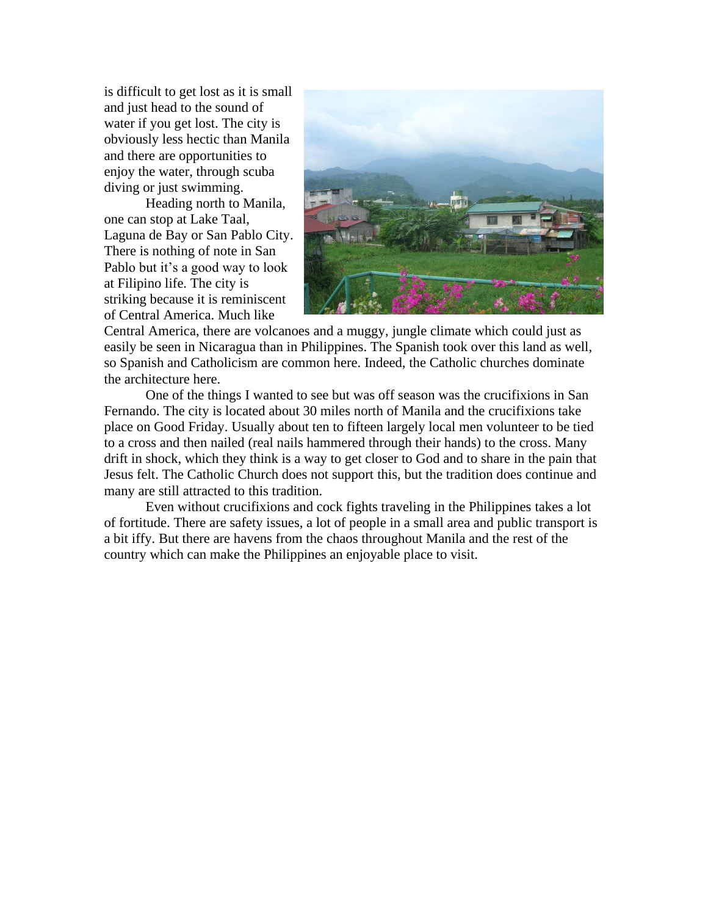is difficult to get lost as it is small and just head to the sound of water if you get lost. The city is obviously less hectic than Manila and there are opportunities to enjoy the water, through scuba diving or just swimming.

Heading north to Manila, one can stop at Lake Taal, Laguna de Bay or San Pablo City. There is nothing of note in San Pablo but it's a good way to look at Filipino life. The city is striking because it is reminiscent of Central America. Much like Central America, there are volcanoes and a muggy, jungle climate which could just as easily be seen in Nicaragua than in Philippines. The Spanish took over this land as well, so Spanish and Catholicism are common here. Indeed, the Catholic churches dominate the architecture here.

One of the things I wanted to see but was off season was the crucifixions in San Fernando. The city is located about 30 miles north of Manila and the crucifixions take place on Good Friday. Usually about ten to fifteen largely local men volunteer to be tied to a cross and then nailed (real nails hammered through their hands) to the cross. Many drift in shock, which they think is a way to get closer to God and to share in the pain that Jesus felt. The Catholic Church does not support this, but the tradition does continue and many are still attracted to this tradition.

Even without crucifixions and cock fights traveling in the Philippines takes a lot of fortitude. There are safety issues, a lot of people in a small area and public transport is a bit iffy. But there are havens from the chaos throughout Manila and the rest of the country which can make the Philippines an enjoyable place to visit.